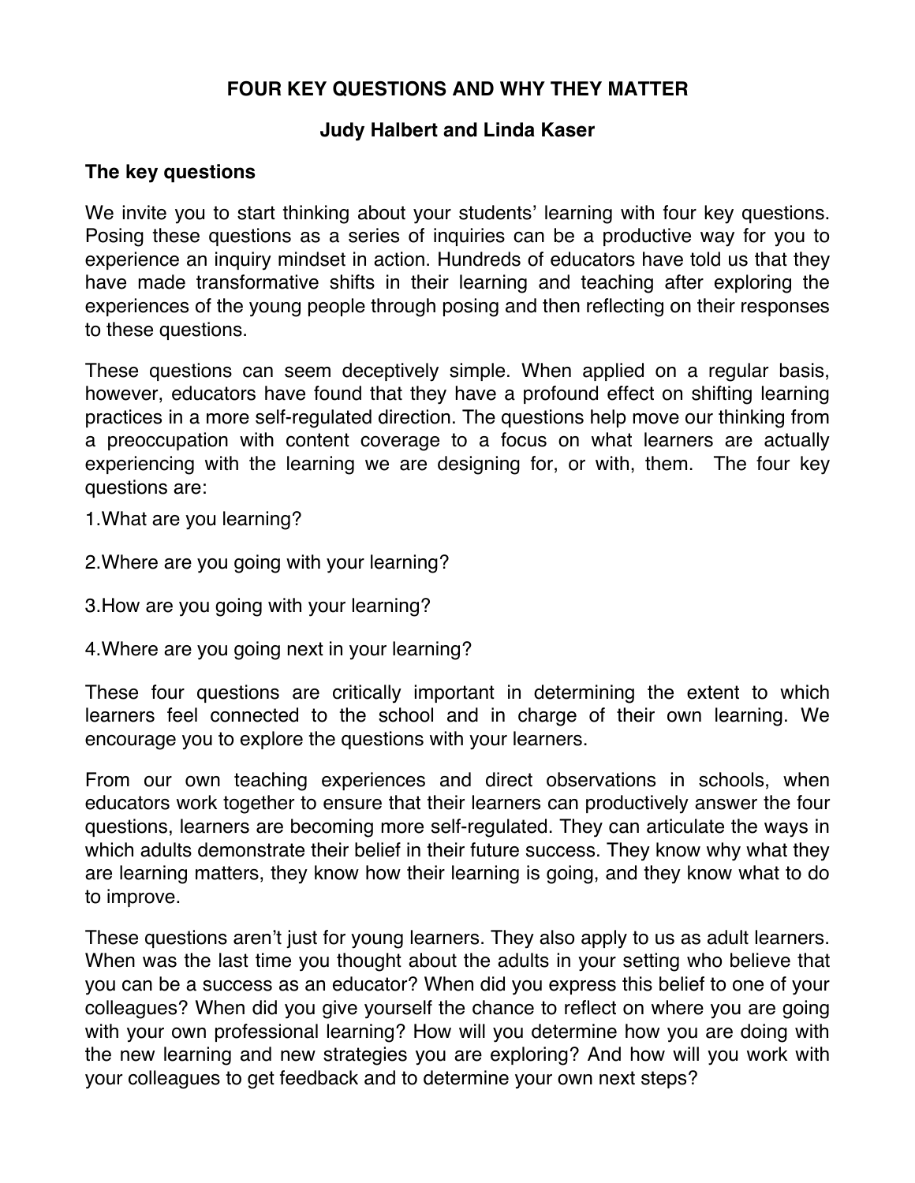# FOUR KEY QUESTIONS AND WHY THEY MATTER

**Judy Halbert and Linda Kaser**

## The key questions

We invite you to start thinking about your students' learning with four key questions. Posing these questions as a series of inquiries can be a productive way for you to experience an inquiry mindset in action. Hundreds of educators have told us that they have made transformative shifts in their learning and teaching after exploring the experiences of the young people through posing and then reflecting on their responses to these questions.

These questions can seem deceptively simple. When applied on a regular basis, however, educators have found that they have a profound effect on shifting learning practices in a more self-regulated direction. The questions help move our thinking from a preoccupation with content coverage to a focus on what learners are actually experiencing with the learning we are designing for, or with, them. The four key questions are:

1. What are you learning?
2. Where are you going with your learning?
3. How are you going with your learning?
4. Where are you going next in your learning?

These four questions are critically important in determining the extent to which learners feel connected to the school and in charge of their own learning. We encourage you to explore the questions with your learners.

From our own teaching experiences and direct observations in schools, when educators work together to ensure that their learners can productively answer the four questions, learners are becoming more self-regulated. They can articulate the ways in which adults demonstrate their belief in their future success. They know why what they are learning matters, they know how their learning is going, and they know what to do to improve.

These questions aren't just for young learners. They also apply to us as adult learners. When was the last time you thought about the adults in your setting who believe that you can be a success as an educator? When did you express this belief to one of your colleagues? When did you give yourself the chance to reflect on where you are going with your own professional learning? How will you determine how you are doing with the new learning and new strategies you are exploring? And how will you work with your colleagues to get feedback and to determine your own next steps?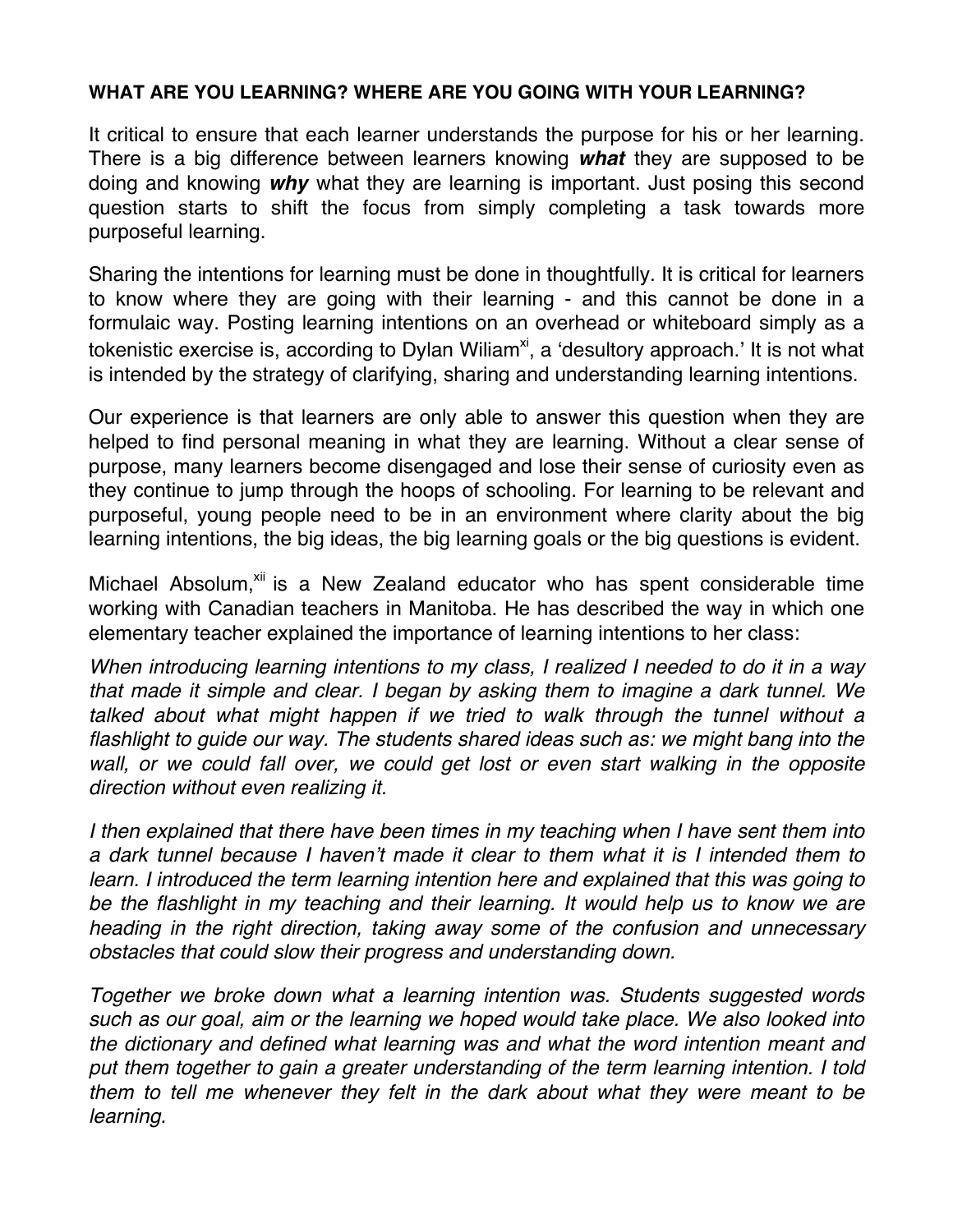**WHAT ARE YOU LEARNING? WHERE ARE YOU GOING WITH YOUR LEARNING?**

It critical to ensure that each learner understands the purpose for his or her learning. There is a big difference between learners knowing ***what*** they are supposed to be doing and knowing ***why*** what they are learning is important. Just posing this second question starts to shift the focus from simply completing a task towards more purposeful learning.

Sharing the intentions for learning must be done in thoughtfully. It is critical for learners to know where they are going with their learning - and this cannot be done in a formulaic way. Posting learning intentions on an overhead or whiteboard simply as a tokenistic exercise is, according to Dylan Wiliam[xi], a 'desultory approach.' It is not what is intended by the strategy of clarifying, sharing and understanding learning intentions.

Our experience is that learners are only able to answer this question when they are helped to find personal meaning in what they are learning. Without a clear sense of purpose, many learners become disengaged and lose their sense of curiosity even as they continue to jump through the hoops of schooling. For learning to be relevant and purposeful, young people need to be in an environment where clarity about the big learning intentions, the big ideas, the big learning goals or the big questions is evident.

Michael Absolum,[xii] is a New Zealand educator who has spent considerable time working with Canadian teachers in Manitoba. He has described the way in which one elementary teacher explained the importance of learning intentions to her class:

*When introducing learning intentions to my class, I realized I needed to do it in a way that made it simple and clear. I began by asking them to imagine a dark tunnel. We talked about what might happen if we tried to walk through the tunnel without a flashlight to guide our way. The students shared ideas such as: we might bang into the wall, or we could fall over, we could get lost or even start walking in the opposite direction without even realizing it.*

*I then explained that there have been times in my teaching when I have sent them into a dark tunnel because I haven't made it clear to them what it is I intended them to learn. I introduced the term learning intention here and explained that this was going to be the flashlight in my teaching and their learning. It would help us to know we are heading in the right direction, taking away some of the confusion and unnecessary obstacles that could slow their progress and understanding down.*

*Together we broke down what a learning intention was. Students suggested words such as our goal, aim or the learning we hoped would take place. We also looked into the dictionary and defined what learning was and what the word intention meant and put them together to gain a greater understanding of the term learning intention. I told them to tell me whenever they felt in the dark about what they were meant to be learning.*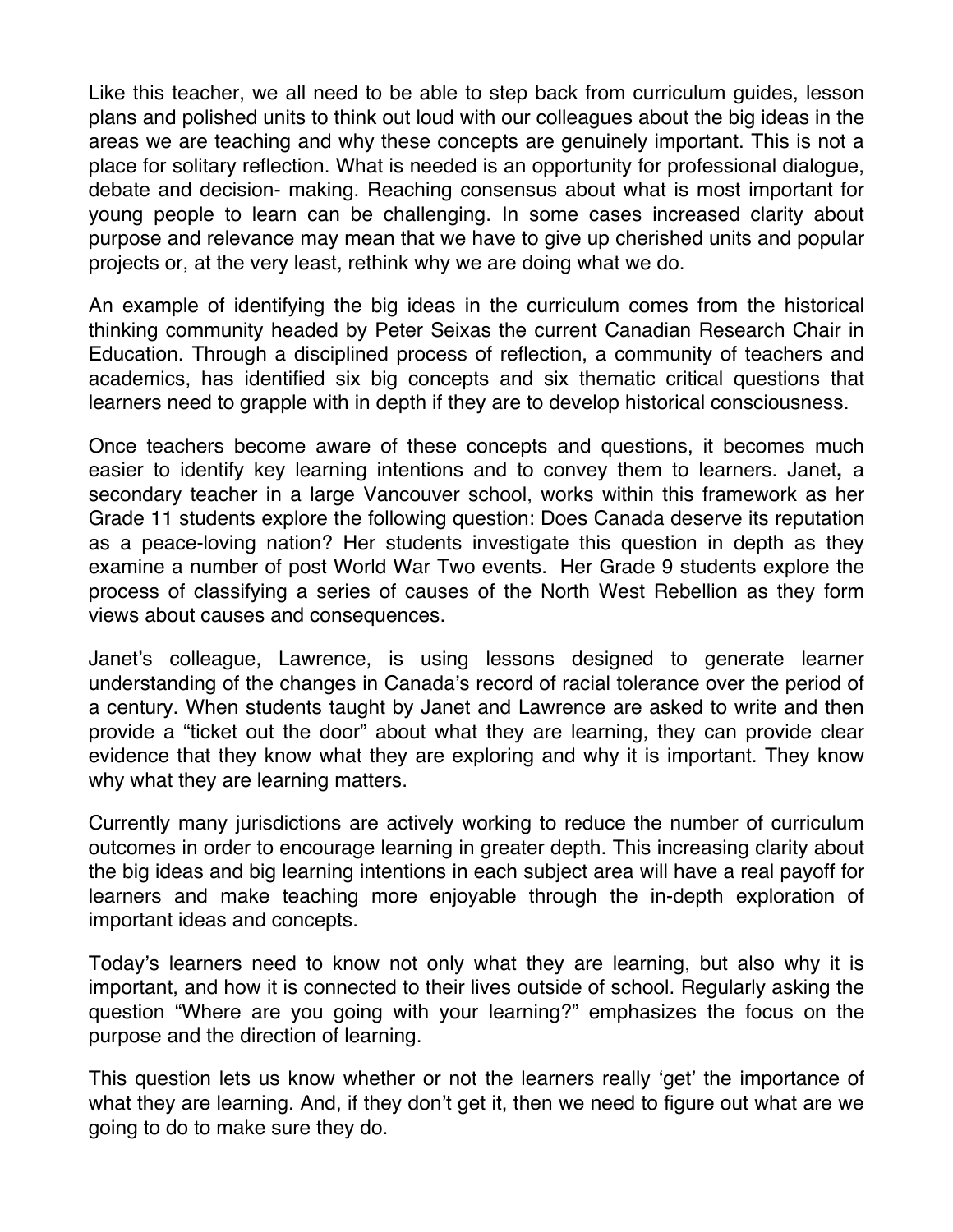Like this teacher, we all need to be able to step back from curriculum guides, lesson plans and polished units to think out loud with our colleagues about the big ideas in the areas we are teaching and why these concepts are genuinely important. This is not a place for solitary reflection. What is needed is an opportunity for professional dialogue, debate and decision- making. Reaching consensus about what is most important for young people to learn can be challenging. In some cases increased clarity about purpose and relevance may mean that we have to give up cherished units and popular projects or, at the very least, rethink why we are doing what we do.

An example of identifying the big ideas in the curriculum comes from the historical thinking community headed by Peter Seixas the current Canadian Research Chair in Education. Through a disciplined process of reflection, a community of teachers and academics, has identified six big concepts and six thematic critical questions that learners need to grapple with in depth if they are to develop historical consciousness.

Once teachers become aware of these concepts and questions, it becomes much easier to identify key learning intentions and to convey them to learners. Janet**,** a secondary teacher in a large Vancouver school, works within this framework as her Grade 11 students explore the following question: Does Canada deserve its reputation as a peace-loving nation? Her students investigate this question in depth as they examine a number of post World War Two events. Her Grade 9 students explore the process of classifying a series of causes of the North West Rebellion as they form views about causes and consequences.

Janet's colleague, Lawrence, is using lessons designed to generate learner understanding of the changes in Canada's record of racial tolerance over the period of a century. When students taught by Janet and Lawrence are asked to write and then provide a "ticket out the door" about what they are learning, they can provide clear evidence that they know what they are exploring and why it is important. They know why what they are learning matters.

Currently many jurisdictions are actively working to reduce the number of curriculum outcomes in order to encourage learning in greater depth. This increasing clarity about the big ideas and big learning intentions in each subject area will have a real payoff for learners and make teaching more enjoyable through the in-depth exploration of important ideas and concepts.

Today's learners need to know not only what they are learning, but also why it is important, and how it is connected to their lives outside of school. Regularly asking the question "Where are you going with your learning?" emphasizes the focus on the purpose and the direction of learning.

This question lets us know whether or not the learners really 'get' the importance of what they are learning. And, if they don't get it, then we need to figure out what are we going to do to make sure they do.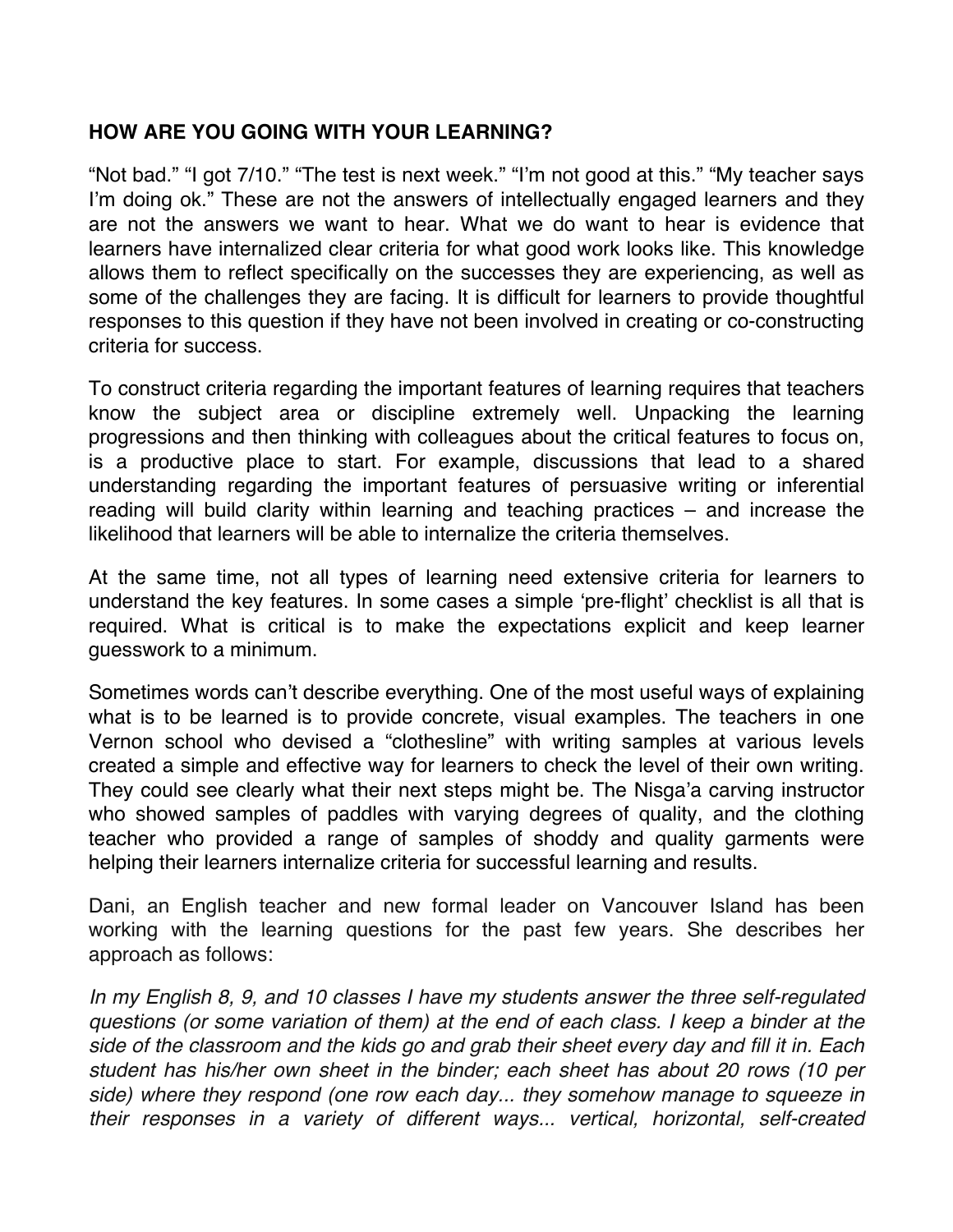**HOW ARE YOU GOING WITH YOUR LEARNING?**

"Not bad." "I got 7/10." "The test is next week." "I'm not good at this." "My teacher says I'm doing ok." These are not the answers of intellectually engaged learners and they are not the answers we want to hear. What we do want to hear is evidence that learners have internalized clear criteria for what good work looks like. This knowledge allows them to reflect specifically on the successes they are experiencing, as well as some of the challenges they are facing. It is difficult for learners to provide thoughtful responses to this question if they have not been involved in creating or co-constructing criteria for success.

To construct criteria regarding the important features of learning requires that teachers know the subject area or discipline extremely well. Unpacking the learning progressions and then thinking with colleagues about the critical features to focus on, is a productive place to start. For example, discussions that lead to a shared understanding regarding the important features of persuasive writing or inferential reading will build clarity within learning and teaching practices – and increase the likelihood that learners will be able to internalize the criteria themselves.

At the same time, not all types of learning need extensive criteria for learners to understand the key features. In some cases a simple 'pre-flight' checklist is all that is required. What is critical is to make the expectations explicit and keep learner guesswork to a minimum.

Sometimes words can't describe everything. One of the most useful ways of explaining what is to be learned is to provide concrete, visual examples. The teachers in one Vernon school who devised a "clothesline" with writing samples at various levels created a simple and effective way for learners to check the level of their own writing. They could see clearly what their next steps might be. The Nisga'a carving instructor who showed samples of paddles with varying degrees of quality, and the clothing teacher who provided a range of samples of shoddy and quality garments were helping their learners internalize criteria for successful learning and results.

Dani, an English teacher and new formal leader on Vancouver Island has been working with the learning questions for the past few years. She describes her approach as follows:

*In my English 8, 9, and 10 classes I have my students answer the three self-regulated questions (or some variation of them) at the end of each class. I keep a binder at the side of the classroom and the kids go and grab their sheet every day and fill it in. Each student has his/her own sheet in the binder; each sheet has about 20 rows (10 per side) where they respond (one row each day... they somehow manage to squeeze in their responses in a variety of different ways... vertical, horizontal, self-created*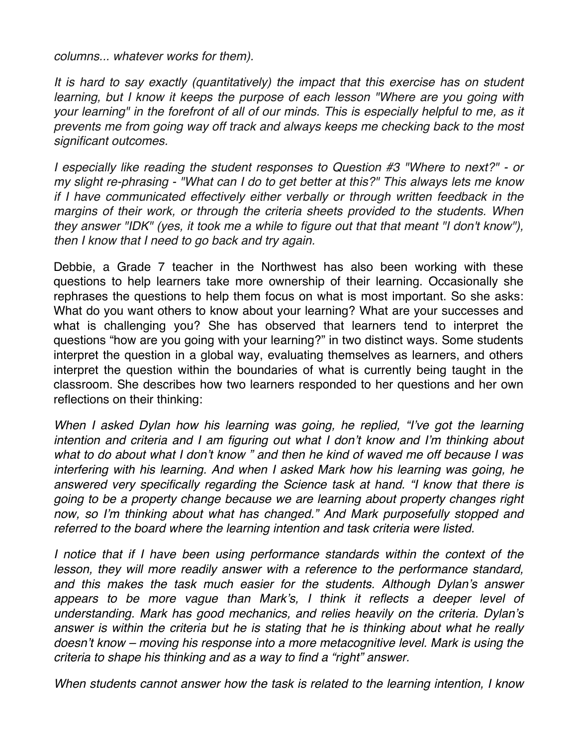*columns... whatever works for them).*

*It is hard to say exactly (quantitatively) the impact that this exercise has on student learning, but I know it keeps the purpose of each lesson "Where are you going with your learning" in the forefront of all of our minds. This is especially helpful to me, as it prevents me from going way off track and always keeps me checking back to the most significant outcomes.*

*I especially like reading the student responses to Question #3 "Where to next?" - or my slight re-phrasing - "What can I do to get better at this?" This always lets me know if I have communicated effectively either verbally or through written feedback in the margins of their work, or through the criteria sheets provided to the students. When they answer "IDK" (yes, it took me a while to figure out that that meant "I don't know"), then I know that I need to go back and try again.*

Debbie, a Grade 7 teacher in the Northwest has also been working with these questions to help learners take more ownership of their learning. Occasionally she rephrases the questions to help them focus on what is most important. So she asks: What do you want others to know about your learning? What are your successes and what is challenging you? She has observed that learners tend to interpret the questions "how are you going with your learning?" in two distinct ways. Some students interpret the question in a global way, evaluating themselves as learners, and others interpret the question within the boundaries of what is currently being taught in the classroom. She describes how two learners responded to her questions and her own reflections on their thinking:

*When I asked Dylan how his learning was going, he replied, "I've got the learning intention and criteria and I am figuring out what I don't know and I'm thinking about what to do about what I don't know " and then he kind of waved me off because I was interfering with his learning. And when I asked Mark how his learning was going, he answered very specifically regarding the Science task at hand. "I know that there is going to be a property change because we are learning about property changes right now, so I'm thinking about what has changed." And Mark purposefully stopped and referred to the board where the learning intention and task criteria were listed.*

*I notice that if I have been using performance standards within the context of the lesson, they will more readily answer with a reference to the performance standard, and this makes the task much easier for the students. Although Dylan's answer appears to be more vague than Mark's, I think it reflects a deeper level of understanding. Mark has good mechanics, and relies heavily on the criteria. Dylan's answer is within the criteria but he is stating that he is thinking about what he really doesn't know – moving his response into a more metacognitive level. Mark is using the criteria to shape his thinking and as a way to find a "right" answer.*

*When students cannot answer how the task is related to the learning intention, I know*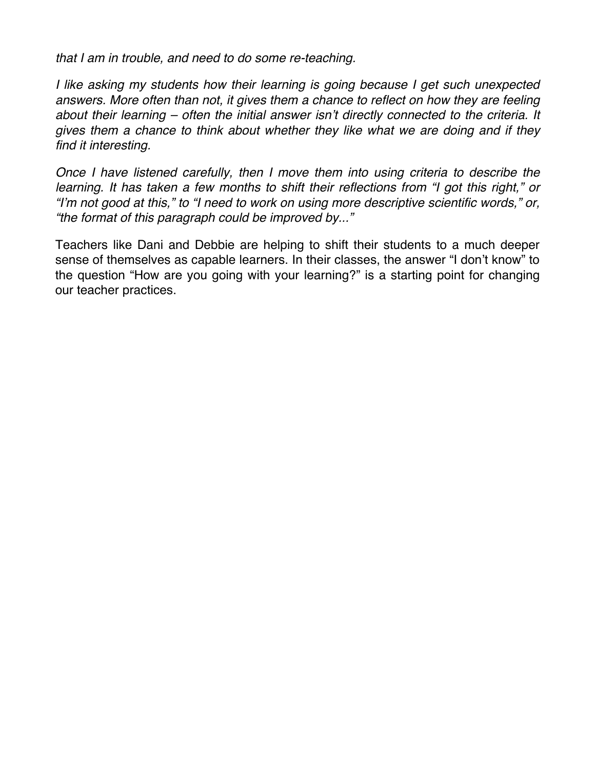*that I am in trouble, and need to do some re-teaching.*

*I like asking my students how their learning is going because I get such unexpected answers. More often than not, it gives them a chance to reflect on how they are feeling about their learning – often the initial answer isn't directly connected to the criteria. It gives them a chance to think about whether they like what we are doing and if they find it interesting.*

*Once I have listened carefully, then I move them into using criteria to describe the learning. It has taken a few months to shift their reflections from "I got this right," or "I'm not good at this," to "I need to work on using more descriptive scientific words," or, "the format of this paragraph could be improved by..."*

Teachers like Dani and Debbie are helping to shift their students to a much deeper sense of themselves as capable learners. In their classes, the answer "I don't know" to the question "How are you going with your learning?" is a starting point for changing our teacher practices.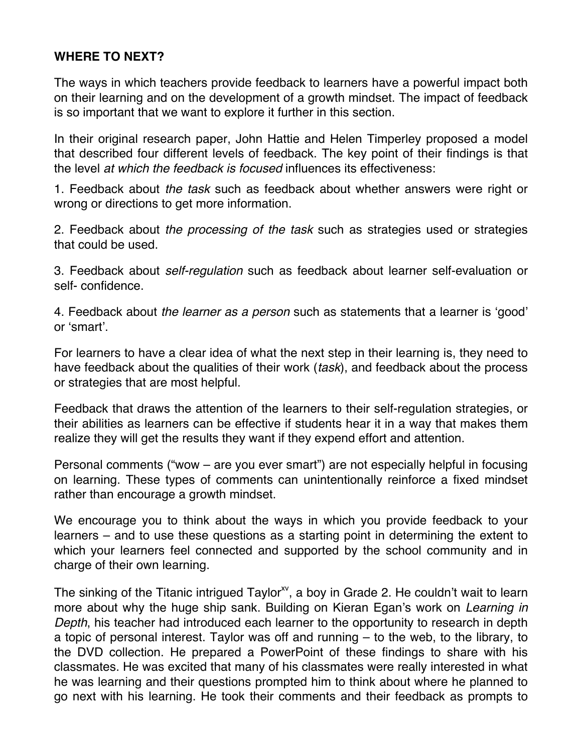**WHERE TO NEXT?**

The ways in which teachers provide feedback to learners have a powerful impact both on their learning and on the development of a growth mindset. The impact of feedback is so important that we want to explore it further in this section.

In their original research paper, John Hattie and Helen Timperley proposed a model that described four different levels of feedback. The key point of their findings is that the level *at which the feedback is focused* influences its effectiveness:

1. Feedback about *the task* such as feedback about whether answers were right or wrong or directions to get more information.

2. Feedback about *the processing of the task* such as strategies used or strategies that could be used.

3. Feedback about *self-regulation* such as feedback about learner self-evaluation or self- confidence.

4. Feedback about *the learner as a person* such as statements that a learner is 'good' or 'smart'.

For learners to have a clear idea of what the next step in their learning is, they need to have feedback about the qualities of their work (*task*), and feedback about the process or strategies that are most helpful.

Feedback that draws the attention of the learners to their self-regulation strategies, or their abilities as learners can be effective if students hear it in a way that makes them realize they will get the results they want if they expend effort and attention.

Personal comments ("wow – are you ever smart") are not especially helpful in focusing on learning. These types of comments can unintentionally reinforce a fixed mindset rather than encourage a growth mindset.

We encourage you to think about the ways in which you provide feedback to your learners – and to use these questions as a starting point in determining the extent to which your learners feel connected and supported by the school community and in charge of their own learning.

The sinking of the Titanic intrigued Taylor[xv], a boy in Grade 2. He couldn't wait to learn more about why the huge ship sank. Building on Kieran Egan's work on *Learning in Depth*, his teacher had introduced each learner to the opportunity to research in depth a topic of personal interest. Taylor was off and running – to the web, to the library, to the DVD collection. He prepared a PowerPoint of these findings to share with his classmates. He was excited that many of his classmates were really interested in what he was learning and their questions prompted him to think about where he planned to go next with his learning. He took their comments and their feedback as prompts to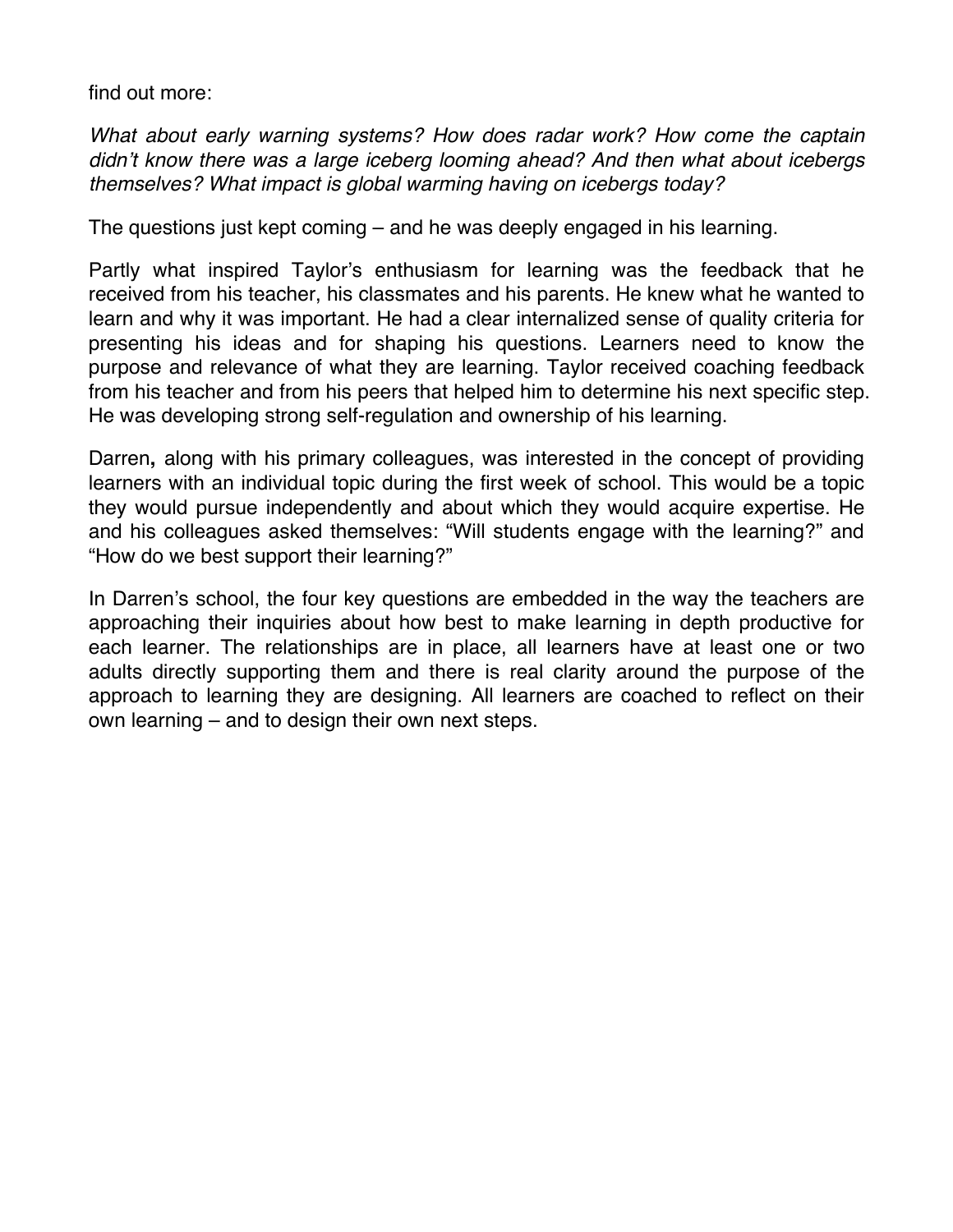find out more:

*What about early warning systems? How does radar work? How come the captain didn't know there was a large iceberg looming ahead? And then what about icebergs themselves? What impact is global warming having on icebergs today?*

The questions just kept coming – and he was deeply engaged in his learning.

Partly what inspired Taylor's enthusiasm for learning was the feedback that he received from his teacher, his classmates and his parents. He knew what he wanted to learn and why it was important. He had a clear internalized sense of quality criteria for presenting his ideas and for shaping his questions. Learners need to know the purpose and relevance of what they are learning. Taylor received coaching feedback from his teacher and from his peers that helped him to determine his next specific step. He was developing strong self-regulation and ownership of his learning.

Darren**,** along with his primary colleagues, was interested in the concept of providing learners with an individual topic during the first week of school. This would be a topic they would pursue independently and about which they would acquire expertise. He and his colleagues asked themselves: "Will students engage with the learning?" and "How do we best support their learning?"

In Darren's school, the four key questions are embedded in the way the teachers are approaching their inquiries about how best to make learning in depth productive for each learner. The relationships are in place, all learners have at least one or two adults directly supporting them and there is real clarity around the purpose of the approach to learning they are designing. All learners are coached to reflect on their own learning – and to design their own next steps.